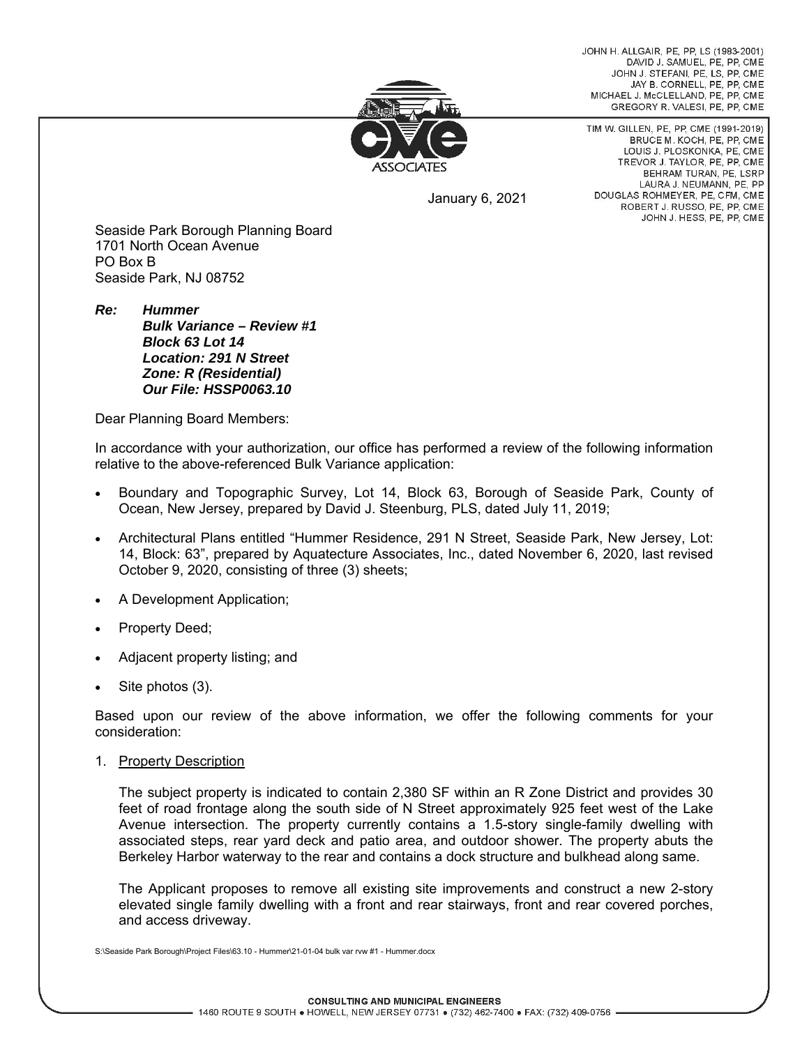JOHN H. ALLGAIR, PE, PP, LS (1983-2001)
DAVID J. SAMUEL, PE, PP, CME
JOHN J. STEFANI, PE, LS, PP, CME
JAY B. CORNELL, PE, PP, CME
MICHAEL J. McCLELLAND, PE, PP, CME
GREGORY R. VALESI, PE, PP, CME

TIM W. GILLEN, PE, PP, CME (1991-2019)
BRUCE M. KOCH, PE, PP, CME
LOUIS J. PLOSKONKA, PE, CME
TREVOR J. TAYLOR, PE, PP, CME
BEHRAM TURAN, PE, LSRP
LAURA J. NEUMANN, PE, PP
DOUGLAS ROHMEYER, PE, CFM, CME
ROBERT J. RUSSO, PE, PP, CME
JOHN J. HESS, PE, PP, CME

CME ASSOCIATES

January 6, 2021

Seaside Park Borough Planning Board
1701 North Ocean Avenue
PO Box B
Seaside Park, NJ 08752

***Re: Hummer***
***Bulk Variance – Review #1***
***Block 63 Lot 14***
***Location: 291 N Street***
***Zone: R (Residential)***
***Our File: HSSP0063.10***

Dear Planning Board Members:

In accordance with your authorization, our office has performed a review of the following information relative to the above-referenced Bulk Variance application:

- Boundary and Topographic Survey, Lot 14, Block 63, Borough of Seaside Park, County of Ocean, New Jersey, prepared by David J. Steenburg, PLS, dated July 11, 2019;
- Architectural Plans entitled "Hummer Residence, 291 N Street, Seaside Park, New Jersey, Lot: 14, Block: 63", prepared by Aquatecture Associates, Inc., dated November 6, 2020, last revised October 9, 2020, consisting of three (3) sheets;
- A Development Application;
- Property Deed;
- Adjacent property listing; and
- Site photos (3).

Based upon our review of the above information, we offer the following comments for your consideration:

1. Property Description

   The subject property is indicated to contain 2,380 SF within an R Zone District and provides 30 feet of road frontage along the south side of N Street approximately 925 feet west of the Lake Avenue intersection. The property currently contains a 1.5-story single-family dwelling with associated steps, rear yard deck and patio area, and outdoor shower. The property abuts the Berkeley Harbor waterway to the rear and contains a dock structure and bulkhead along same.

   The Applicant proposes to remove all existing site improvements and construct a new 2-story elevated single family dwelling with a front and rear stairways, front and rear covered porches, and access driveway.

S:\Seaside Park Borough\Project Files\63.10 - Hummer\21-01-04 bulk var rvw #1 - Hummer.docx

CONSULTING AND MUNICIPAL ENGINEERS
1460 ROUTE 9 SOUTH • HOWELL, NEW JERSEY 07731 • (732) 462-7400 • FAX: (732) 409-0756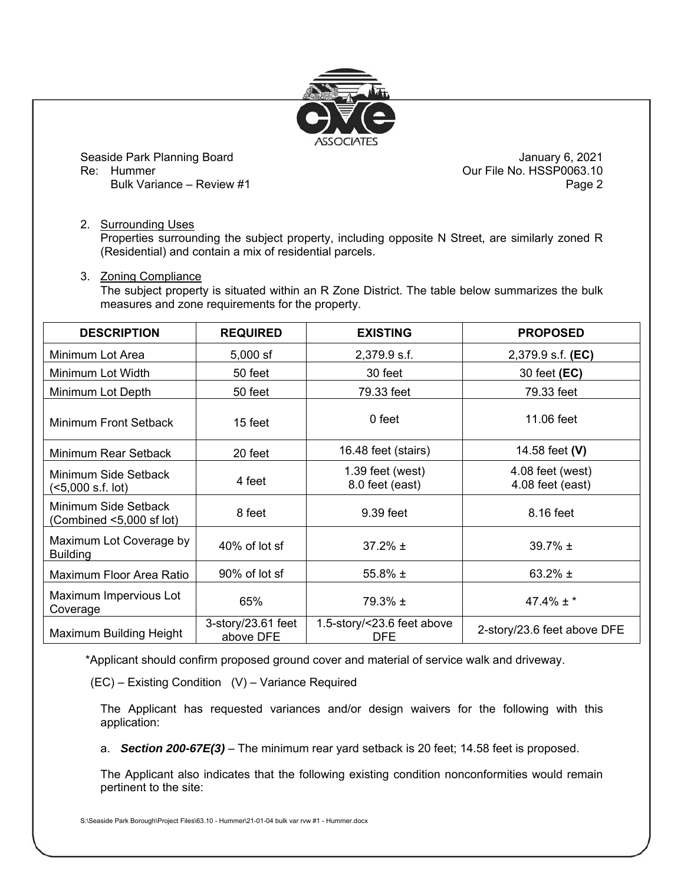2. Surrounding Uses
   Properties surrounding the subject property, including opposite N Street, are similarly zoned R (Residential) and contain a mix of residential parcels.

3. Zoning Compliance
   The subject property is situated within an R Zone District. The table below summarizes the bulk measures and zone requirements for the property.

| DESCRIPTION | REQUIRED | EXISTING | PROPOSED |
|---|---|---|---|
| Minimum Lot Area | 5,000 sf | 2,379.9 s.f. | 2,379.9 s.f. **(EC)** |
| Minimum Lot Width | 50 feet | 30 feet | 30 feet **(EC)** |
| Minimum Lot Depth | 50 feet | 79.33 feet | 79.33 feet |
| Minimum Front Setback | 15 feet | 0 feet | 11.06 feet |
| Minimum Rear Setback | 20 feet | 16.48 feet (stairs) | 14.58 feet **(V)** |
| Minimum Side Setback (<5,000 s.f. lot) | 4 feet | 1.39 feet (west)<br>8.0 feet (east) | 4.08 feet (west)<br>4.08 feet (east) |
| Minimum Side Setback (Combined <5,000 sf lot) | 8 feet | 9.39 feet | 8.16 feet |
| Maximum Lot Coverage by Building | 40% of lot sf | 37.2% ± | 39.7% ± |
| Maximum Floor Area Ratio | 90% of lot sf | 55.8% ± | 63.2% ± |
| Maximum Impervious Lot Coverage | 65% | 79.3% ± | 47.4% ± * |
| Maximum Building Height | 3-story/23.61 feet above DFE | 1.5-story/<23.6 feet above DFE | 2-story/23.6 feet above DFE |

*Applicant should confirm proposed ground cover and material of service walk and driveway.

(EC) – Existing Condition (V) – Variance Required

The Applicant has requested variances and/or design waivers for the following with this application:

a. ***Section 200-67E(3)*** – The minimum rear yard setback is 20 feet; 14.58 feet is proposed.

The Applicant also indicates that the following existing condition nonconformities would remain pertinent to the site: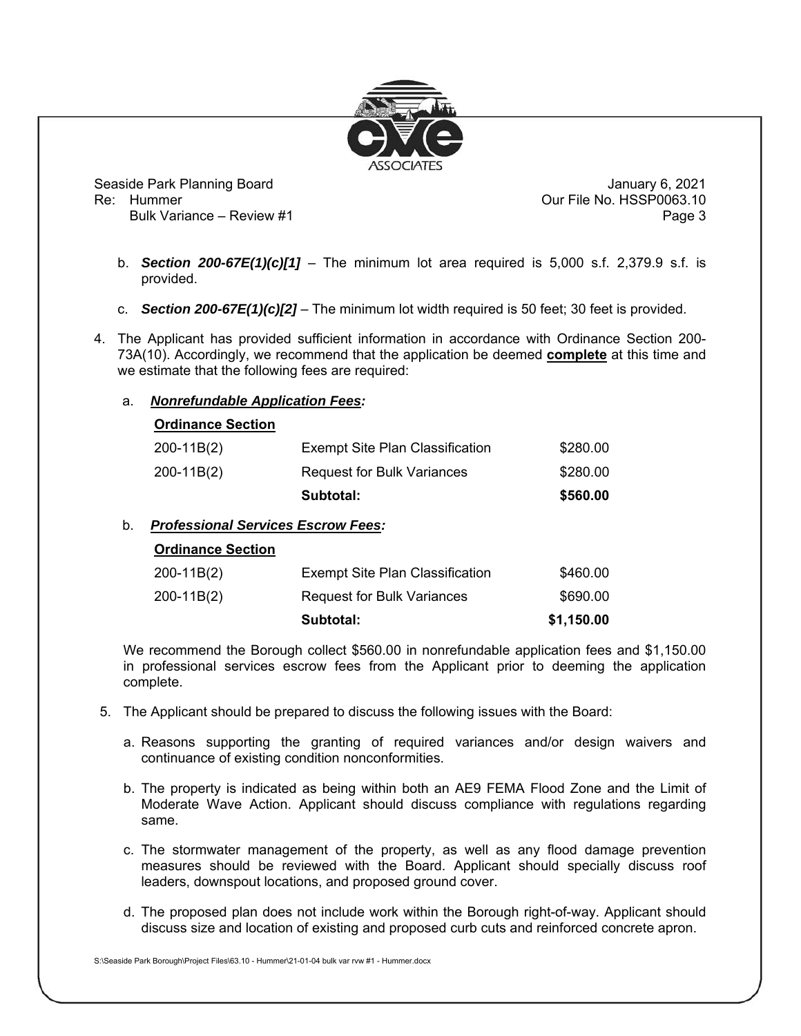b. ***Section 200-67E(1)(c)[1]*** – The minimum lot area required is 5,000 s.f. 2,379.9 s.f. is provided.

c. ***Section 200-67E(1)(c)[2]*** – The minimum lot width required is 50 feet; 30 feet is provided.

4. The Applicant has provided sufficient information in accordance with Ordinance Section 200-73A(10). Accordingly, we recommend that the application be deemed **complete** at this time and we estimate that the following fees are required:

   a. ***Nonrefundable Application Fees:***

| **Ordinance Section** | | |
|---|---|---|
| 200-11B(2) | Exempt Site Plan Classification | $280.00 |
| 200-11B(2) | Request for Bulk Variances | $280.00 |
| | **Subtotal:** | **$560.00** |

   b. ***Professional Services Escrow Fees:***

| **Ordinance Section** | | |
|---|---|---|
| 200-11B(2) | Exempt Site Plan Classification | $460.00 |
| 200-11B(2) | Request for Bulk Variances | $690.00 |
| | **Subtotal:** | **$1,150.00** |

   We recommend the Borough collect $560.00 in nonrefundable application fees and $1,150.00 in professional services escrow fees from the Applicant prior to deeming the application complete.

5. The Applicant should be prepared to discuss the following issues with the Board:

   a. Reasons supporting the granting of required variances and/or design waivers and continuance of existing condition nonconformities.

   b. The property is indicated as being within both an AE9 FEMA Flood Zone and the Limit of Moderate Wave Action. Applicant should discuss compliance with regulations regarding same.

   c. The stormwater management of the property, as well as any flood damage prevention measures should be reviewed with the Board. Applicant should specially discuss roof leaders, downspout locations, and proposed ground cover.

   d. The proposed plan does not include work within the Borough right-of-way. Applicant should discuss size and location of existing and proposed curb cuts and reinforced concrete apron.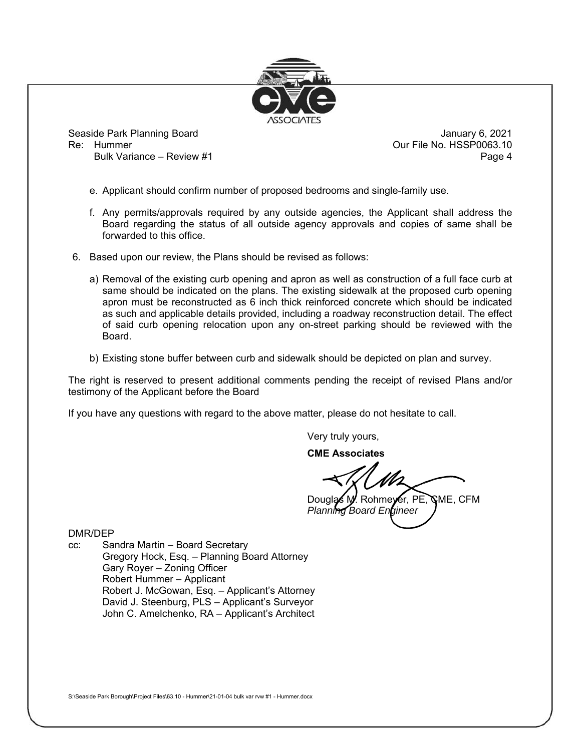e. Applicant should confirm number of proposed bedrooms and single-family use.

f. Any permits/approvals required by any outside agencies, the Applicant shall address the Board regarding the status of all outside agency approvals and copies of same shall be forwarded to this office.

6. Based upon our review, the Plans should be revised as follows:

   a) Removal of the existing curb opening and apron as well as construction of a full face curb at same should be indicated on the plans. The existing sidewalk at the proposed curb opening apron must be reconstructed as 6 inch thick reinforced concrete which should be indicated as such and applicable details provided, including a roadway reconstruction detail. The effect of said curb opening relocation upon any on-street parking should be reviewed with the Board.

   b) Existing stone buffer between curb and sidewalk should be depicted on plan and survey.

The right is reserved to present additional comments pending the receipt of revised Plans and/or testimony of the Applicant before the Board

If you have any questions with regard to the above matter, please do not hesitate to call.

Very truly yours,

**CME Associates**

Douglas M. Rohmeyer, PE, CME, CFM
*Planning Board Engineer*

DMR/DEP

cc: Sandra Martin – Board Secretary
Gregory Hock, Esq. – Planning Board Attorney
Gary Royer – Zoning Officer
Robert Hummer – Applicant
Robert J. McGowan, Esq. – Applicant's Attorney
David J. Steenburg, PLS – Applicant's Surveyor
John C. Amelchenko, RA – Applicant's Architect

S:\Seaside Park Borough\Project Files\63.10 - Hummer\21-01-04 bulk var rvw #1 - Hummer.docx